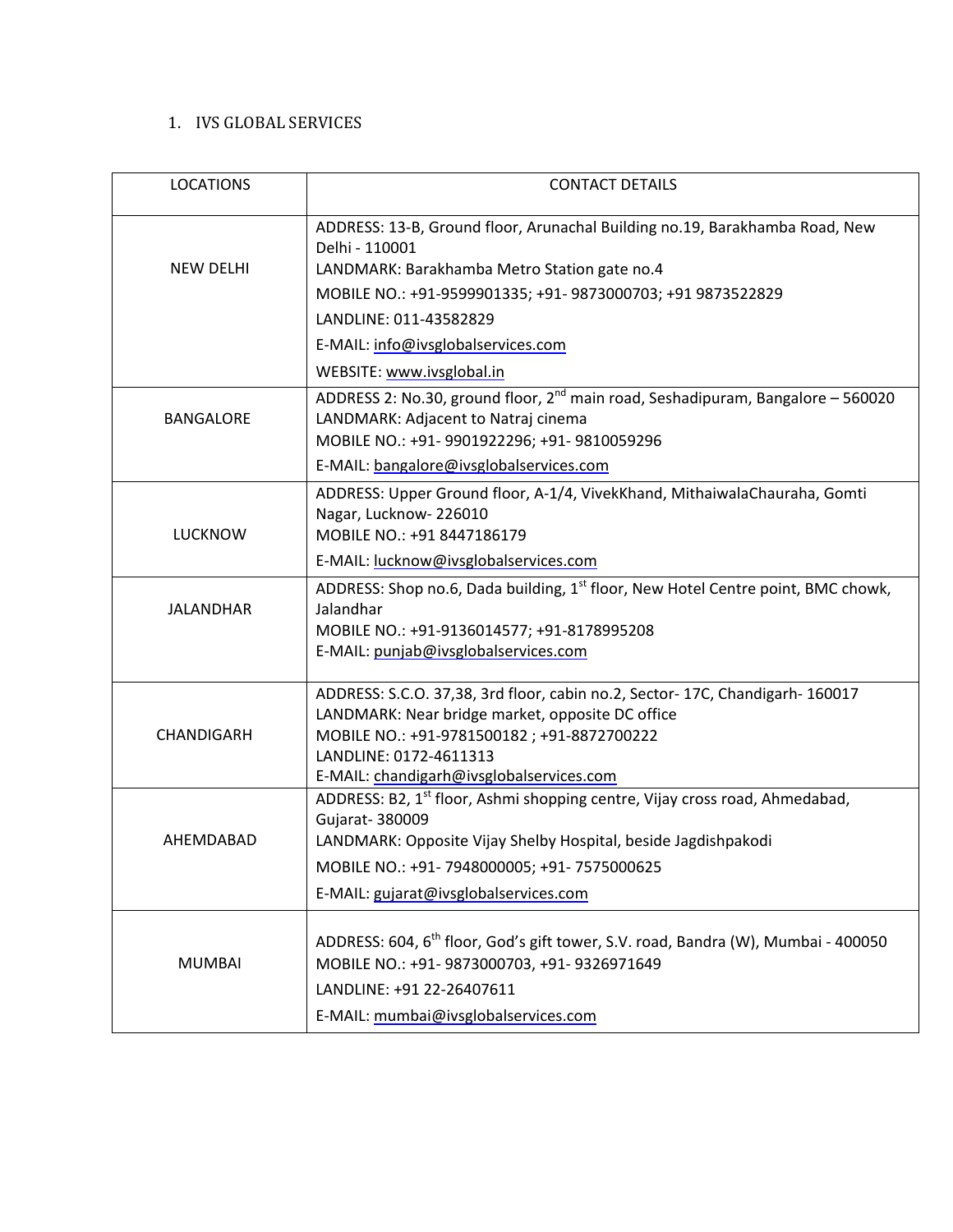1. IVS GLOBAL SERVICES

| LOCATIONS | CONTACT DETAILS |
|---|---|
| NEW DELHI | ADDRESS: 13-B, Ground floor, Arunachal Building no.19, Barakhamba Road, New Delhi - 110001<br>LANDMARK: Barakhamba Metro Station gate no.4<br>MOBILE NO.: +91-9599901335; +91- 9873000703; +91 9873522829<br>LANDLINE: 011-43582829<br>E-MAIL: info@ivsglobalservices.com<br>WEBSITE: www.ivsglobal.in |
| BANGALORE | ADDRESS 2: No.30, ground floor, 2nd main road, Seshadipuram, Bangalore – 560020<br>LANDMARK: Adjacent to Natraj cinema<br>MOBILE NO.: +91- 9901922296; +91- 9810059296<br>E-MAIL: bangalore@ivsglobalservices.com |
| LUCKNOW | ADDRESS: Upper Ground floor, A-1/4, VivekKhand, MithaiwalaChauraha, Gomti Nagar, Lucknow- 226010<br>MOBILE NO.: +91 8447186179<br>E-MAIL: lucknow@ivsglobalservices.com |
| JALANDHAR | ADDRESS: Shop no.6, Dada building, 1st floor, New Hotel Centre point, BMC chowk, Jalandhar<br>MOBILE NO.: +91-9136014577; +91-8178995208<br>E-MAIL: punjab@ivsglobalservices.com |
| CHANDIGARH | ADDRESS: S.C.O. 37,38, 3rd floor, cabin no.2, Sector- 17C, Chandigarh- 160017<br>LANDMARK: Near bridge market, opposite DC office<br>MOBILE NO.: +91-9781500182 ; +91-8872700222<br>LANDLINE: 0172-4611313<br>E-MAIL: chandigarh@ivsglobalservices.com |
| AHEMDABAD | ADDRESS: B2, 1st floor, Ashmi shopping centre, Vijay cross road, Ahmedabad, Gujarat- 380009<br>LANDMARK: Opposite Vijay Shelby Hospital, beside Jagdishpakodi<br>MOBILE NO.: +91- 7948000005; +91- 7575000625<br>E-MAIL: gujarat@ivsglobalservices.com |
| MUMBAI | ADDRESS: 604, 6th floor, God's gift tower, S.V. road, Bandra (W), Mumbai - 400050<br>MOBILE NO.: +91- 9873000703, +91- 9326971649<br>LANDLINE: +91 22-26407611<br>E-MAIL: mumbai@ivsglobalservices.com |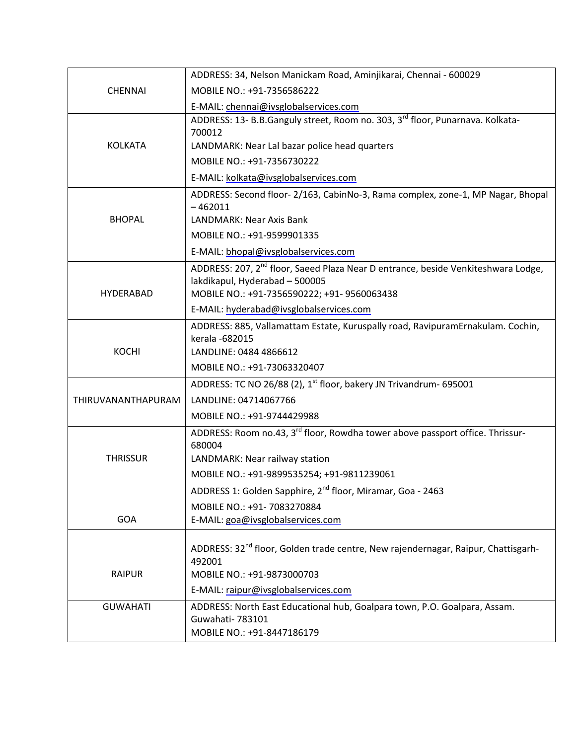| | |
|---|---|
| CHENNAI | ADDRESS: 34, Nelson Manickam Road, Aminjikarai, Chennai - 600029<br>MOBILE NO.: +91-7356586222<br>E-MAIL: chennai@ivsglobalservices.com |
| KOLKATA | ADDRESS: 13- B.B.Ganguly street, Room no. 303, 3rd floor, Punarnava. Kolkata-700012<br>LANDMARK: Near Lal bazar police head quarters<br>MOBILE NO.: +91-7356730222<br>E-MAIL: kolkata@ivsglobalservices.com |
| BHOPAL | ADDRESS: Second floor- 2/163, CabinNo-3, Rama complex, zone-1, MP Nagar, Bhopal – 462011<br>LANDMARK: Near Axis Bank<br>MOBILE NO.: +91-9599901335<br>E-MAIL: bhopal@ivsglobalservices.com |
| HYDERABAD | ADDRESS: 207, 2nd floor, Saeed Plaza Near D entrance, beside Venkiteshwara Lodge, lakdikapul, Hyderabad – 500005<br>MOBILE NO.: +91-7356590222; +91- 9560063438<br>E-MAIL: hyderabad@ivsglobalservices.com |
| KOCHI | ADDRESS: 885, Vallamattam Estate, Kuruspally road, RavipuramErnakulam. Cochin, kerala -682015<br>LANDLINE: 0484 4866612<br>MOBILE NO.: +91-73063320407 |
| THIRUVANANTHAPURAM | ADDRESS: TC NO 26/88 (2), 1st floor, bakery JN Trivandrum- 695001<br>LANDLINE: 04714067766<br>MOBILE NO.: +91-9744429988 |
| THRISSUR | ADDRESS: Room no.43, 3rd floor, Rowdha tower above passport office. Thrissur-680004<br>LANDMARK: Near railway station<br>MOBILE NO.: +91-9899535254; +91-9811239061 |
| GOA | ADDRESS 1: Golden Sapphire, 2nd floor, Miramar, Goa - 2463<br>MOBILE NO.: +91- 7083270884<br>E-MAIL: goa@ivsglobalservices.com |
| RAIPUR | ADDRESS: 32nd floor, Golden trade centre, New rajendernagar, Raipur, Chattisgarh-492001<br>MOBILE NO.: +91-9873000703<br>E-MAIL: raipur@ivsglobalservices.com |
| GUWAHATI | ADDRESS: North East Educational hub, Goalpara town, P.O. Goalpara, Assam. Guwahati- 783101<br>MOBILE NO.: +91-8447186179 |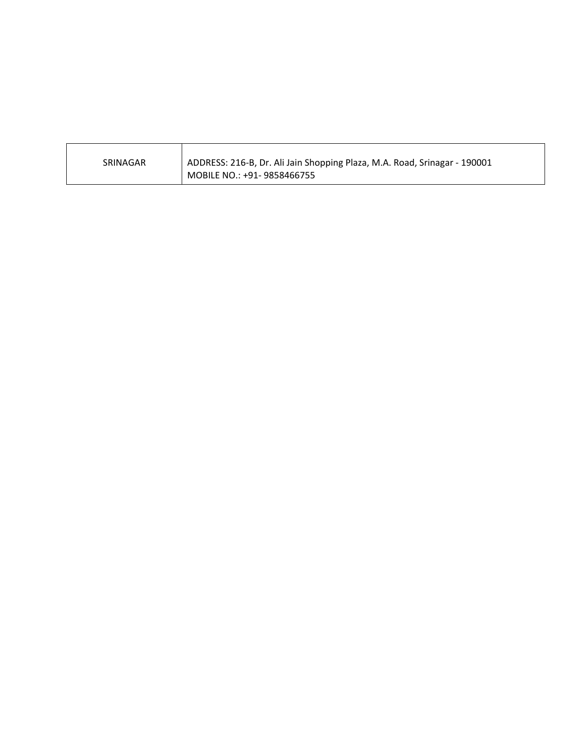| SRINAGAR | ADDRESS: 216-B, Dr. Ali Jain Shopping Plaza, M.A. Road, Srinagar - 190001<br>MOBILE NO.: +91- 9858466755 |
|---|---|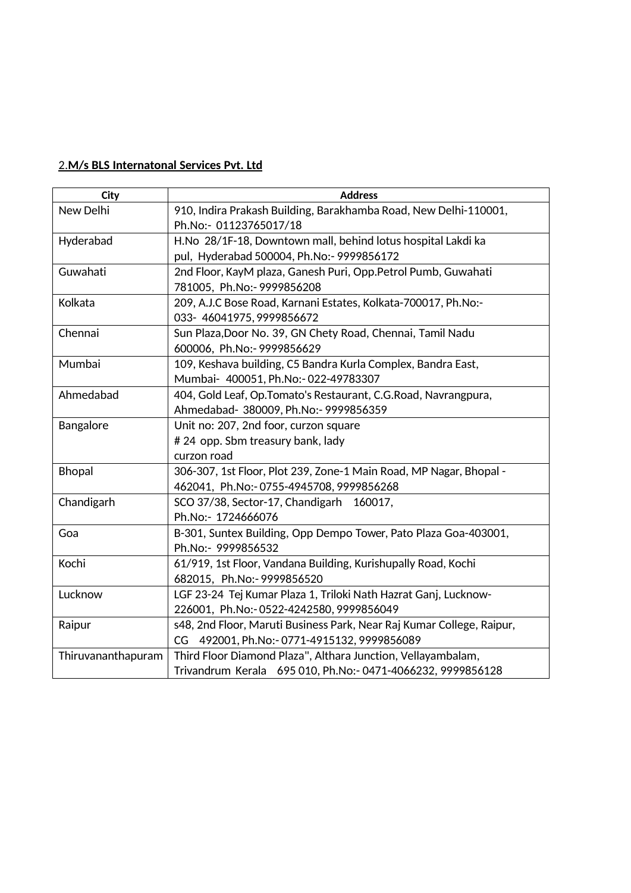2.**M/s BLS Internatonal Services Pvt. Ltd**

| City | Address |
|---|---|
| New Delhi | 910, Indira Prakash Building, Barakhamba Road, New Delhi-110001, Ph.No:- 01123765017/18 |
| Hyderabad | H.No 28/1F-18, Downtown mall, behind lotus hospital Lakdi ka pul, Hyderabad 500004, Ph.No:- 9999856172 |
| Guwahati | 2nd Floor, KayM plaza, Ganesh Puri, Opp.Petrol Pumb, Guwahati 781005, Ph.No:- 9999856208 |
| Kolkata | 209, A.J.C Bose Road, Karnani Estates, Kolkata-700017, Ph.No:- 033- 46041975, 9999856672 |
| Chennai | Sun Plaza,Door No. 39, GN Chety Road, Chennai, Tamil Nadu 600006, Ph.No:- 9999856629 |
| Mumbai | 109, Keshava building, C5 Bandra Kurla Complex, Bandra East, Mumbai- 400051, Ph.No:- 022-49783307 |
| Ahmedabad | 404, Gold Leaf, Op.Tomato's Restaurant, C.G.Road, Navrangpura, Ahmedabad- 380009, Ph.No:- 9999856359 |
| Bangalore | Unit no: 207, 2nd foor, curzon square # 24 opp. Sbm treasury bank, lady curzon road |
| Bhopal | 306-307, 1st Floor, Plot 239, Zone-1 Main Road, MP Nagar, Bhopal - 462041, Ph.No:- 0755-4945708, 9999856268 |
| Chandigarh | SCO 37/38, Sector-17, Chandigarh 160017, Ph.No:- 1724666076 |
| Goa | B-301, Suntex Building, Opp Dempo Tower, Pato Plaza Goa-403001, Ph.No:- 9999856532 |
| Kochi | 61/919, 1st Floor, Vandana Building, Kurishupally Road, Kochi 682015, Ph.No:- 9999856520 |
| Lucknow | LGF 23-24 Tej Kumar Plaza 1, Triloki Nath Hazrat Ganj, Lucknow-226001, Ph.No:- 0522-4242580, 9999856049 |
| Raipur | s48, 2nd Floor, Maruti Business Park, Near Raj Kumar College, Raipur, CG 492001, Ph.No:- 0771-4915132, 9999856089 |
| Thiruvananthapuram | Third Floor Diamond Plaza", Althara Junction, Vellayambalam, Trivandrum Kerala 695 010, Ph.No:- 0471-4066232, 9999856128 |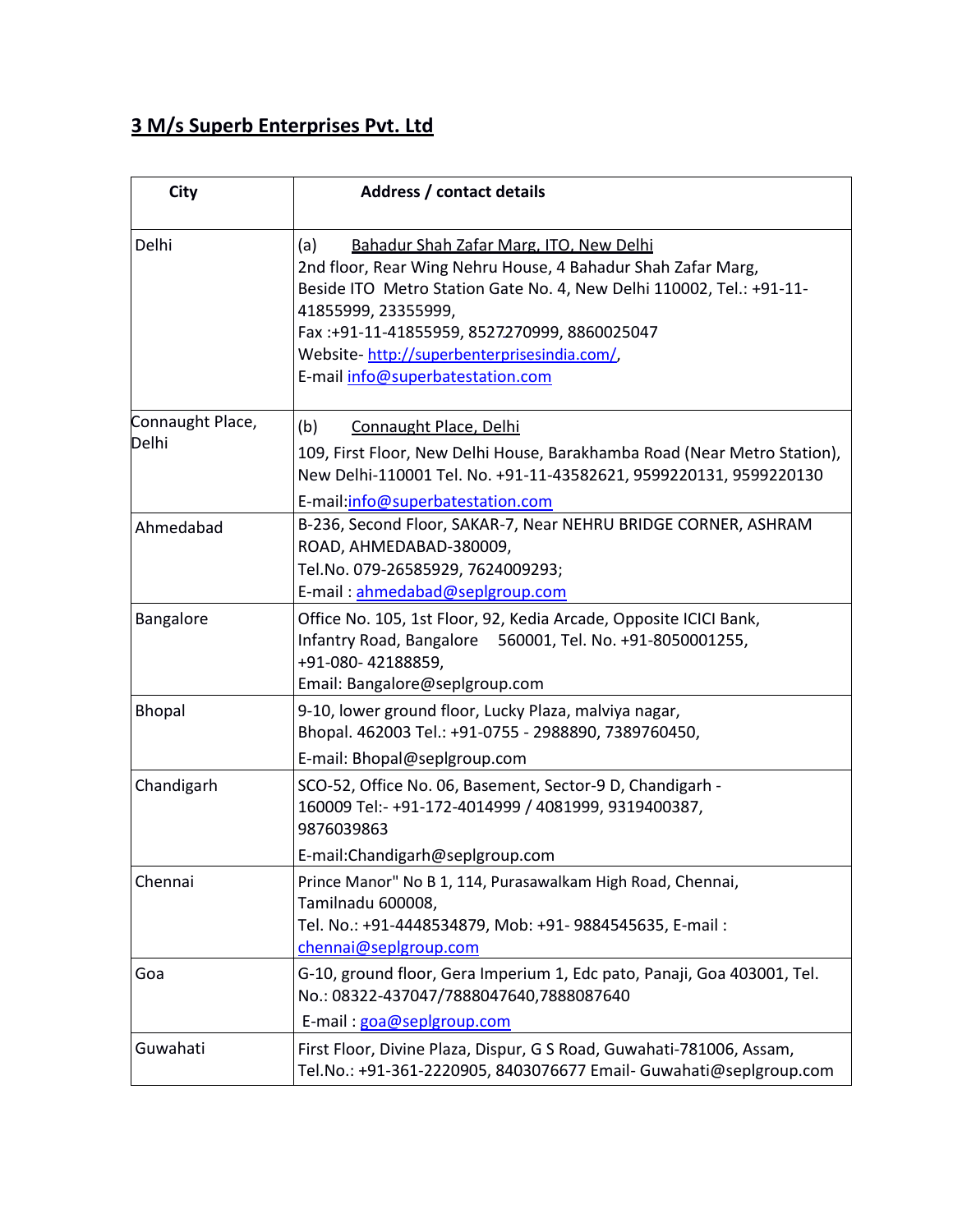## 3 M/s Superb Enterprises Pvt. Ltd

| City | Address / contact details |
|---|---|
| Delhi | (a) <u>Bahadur Shah Zafar Marg, ITO, New Delhi</u><br>2nd floor, Rear Wing Nehru House, 4 Bahadur Shah Zafar Marg, Beside ITO Metro Station Gate No. 4, New Delhi 110002, Tel.: +91-11-41855999, 23355999,<br>Fax :+91-11-41855959, 8527270999, 8860025047<br>Website- http://superbenterprisesindia.com/,<br>E-mail info@superbatestation.com |
| Connaught Place, Delhi | (b) <u>Connaught Place, Delhi</u><br>109, First Floor, New Delhi House, Barakhamba Road (Near Metro Station), New Delhi-110001 Tel. No. +91-11-43582621, 9599220131, 9599220130<br>E-mail:info@superbatestation.com |
| Ahmedabad | B-236, Second Floor, SAKAR-7, Near NEHRU BRIDGE CORNER, ASHRAM ROAD, AHMEDABAD-380009,<br>Tel.No. 079-26585929, 7624009293;<br>E-mail : ahmedabad@seplgroup.com |
| Bangalore | Office No. 105, 1st Floor, 92, Kedia Arcade, Opposite ICICI Bank, Infantry Road, Bangalore 560001, Tel. No. +91-8050001255, +91-080- 42188859,<br>Email: Bangalore@seplgroup.com |
| Bhopal | 9-10, lower ground floor, Lucky Plaza, malviya nagar, Bhopal. 462003 Tel.: +91-0755 - 2988890, 7389760450,<br>E-mail: Bhopal@seplgroup.com |
| Chandigarh | SCO-52, Office No. 06, Basement, Sector-9 D, Chandigarh - 160009 Tel:- +91-172-4014999 / 4081999, 9319400387, 9876039863<br>E-mail:Chandigarh@seplgroup.com |
| Chennai | Prince Manor" No B 1, 114, Purasawalkam High Road, Chennai, Tamilnadu 600008,<br>Tel. No.: +91-4448534879, Mob: +91- 9884545635, E-mail : chennai@seplgroup.com |
| Goa | G-10, ground floor, Gera Imperium 1, Edc pato, Panaji, Goa 403001, Tel. No.: 08322-437047/7888047640,7888087640<br>E-mail : goa@seplgroup.com |
| Guwahati | First Floor, Divine Plaza, Dispur, G S Road, Guwahati-781006, Assam, Tel.No.: +91-361-2220905, 8403076677 Email- Guwahati@seplgroup.com |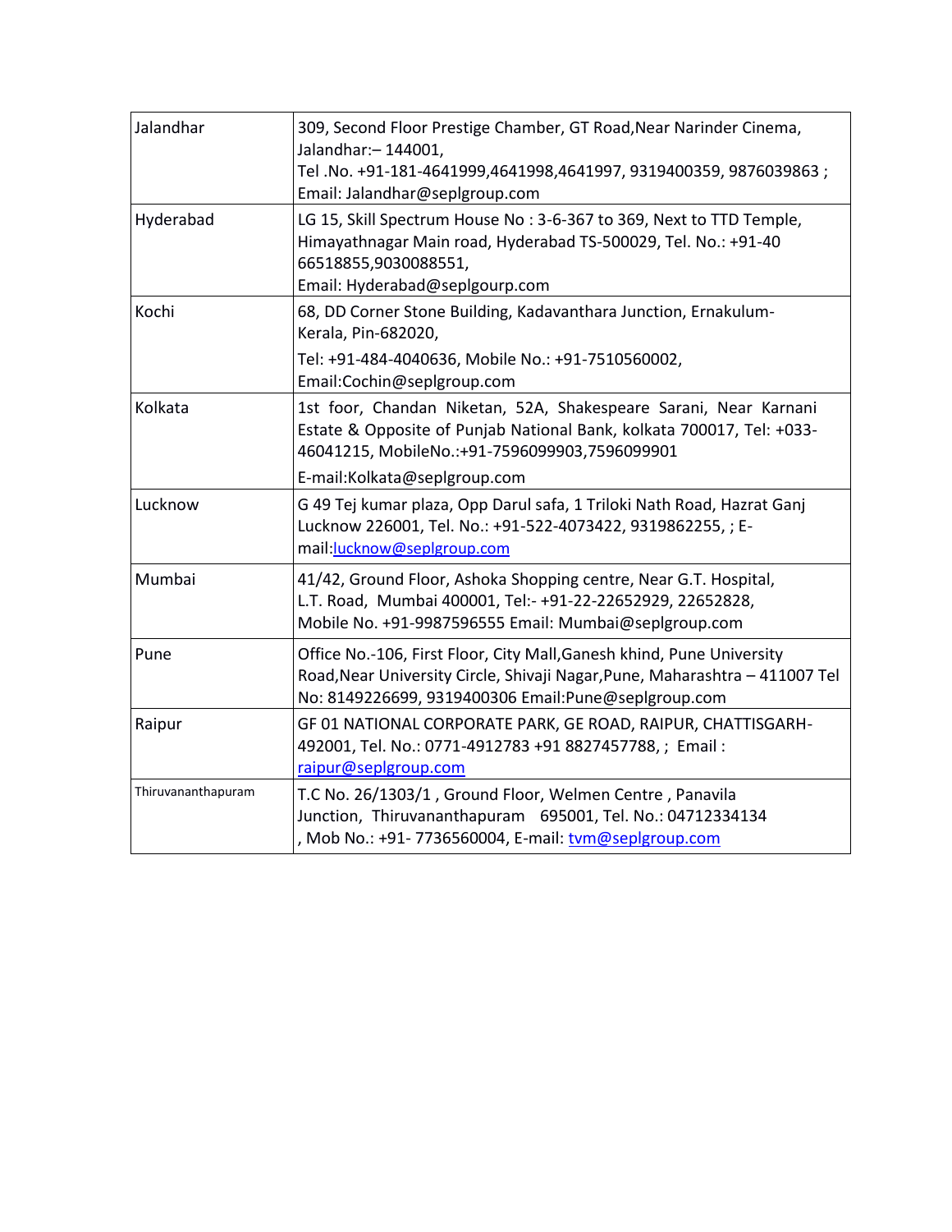| | |
|---|---|
| Jalandhar | 309, Second Floor Prestige Chamber, GT Road,Near Narinder Cinema, Jalandhar:– 144001, Tel .No. +91-181-4641999,4641998,4641997, 9319400359, 9876039863 ; Email: Jalandhar@seplgroup.com |
| Hyderabad | LG 15, Skill Spectrum House No : 3-6-367 to 369, Next to TTD Temple, Himayathnagar Main road, Hyderabad TS-500029, Tel. No.: +91-40 66518855,9030088551, Email: Hyderabad@seplgourp.com |
| Kochi | 68, DD Corner Stone Building, Kadavanthara Junction, Ernakulum-Kerala, Pin-682020, Tel: +91-484-4040636, Mobile No.: +91-7510560002, Email:Cochin@seplgroup.com |
| Kolkata | 1st foor, Chandan Niketan, 52A, Shakespeare Sarani, Near Karnani Estate & Opposite of Punjab National Bank, kolkata 700017, Tel: +033-46041215, MobileNo.:+91-7596099903,7596099901 E-mail:Kolkata@seplgroup.com |
| Lucknow | G 49 Tej kumar plaza, Opp Darul safa, 1 Triloki Nath Road, Hazrat Ganj Lucknow 226001, Tel. No.: +91-522-4073422, 9319862255, ; E-mail:lucknow@seplgroup.com |
| Mumbai | 41/42, Ground Floor, Ashoka Shopping centre, Near G.T. Hospital, L.T. Road, Mumbai 400001, Tel:- +91-22-22652929, 22652828, Mobile No. +91-9987596555 Email: Mumbai@seplgroup.com |
| Pune | Office No.-106, First Floor, City Mall,Ganesh khind, Pune University Road,Near University Circle, Shivaji Nagar,Pune, Maharashtra – 411007 Tel No: 8149226699, 9319400306 Email:Pune@seplgroup.com |
| Raipur | GF 01 NATIONAL CORPORATE PARK, GE ROAD, RAIPUR, CHATTISGARH-492001, Tel. No.: 0771-4912783 +91 8827457788, ; Email : raipur@seplgroup.com |
| Thiruvananthapuram | T.C No. 26/1303/1 , Ground Floor, Welmen Centre , Panavila Junction, Thiruvananthapuram 695001, Tel. No.: 04712334134 , Mob No.: +91- 7736560004, E-mail: tvm@seplgroup.com |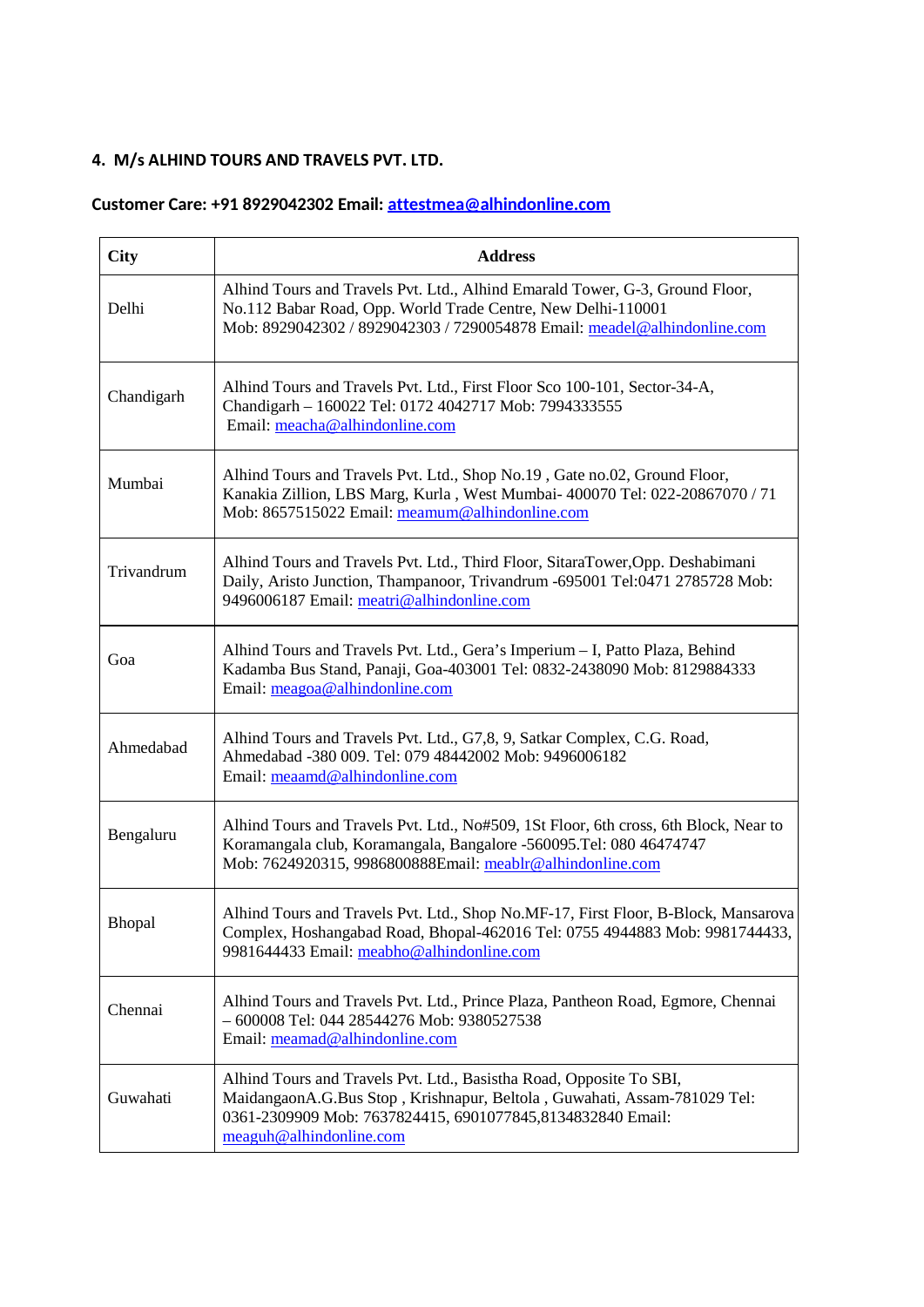**4. M/s ALHIND TOURS AND TRAVELS PVT. LTD.**

**Customer Care: +91 8929042302 Email: attestmea@alhindonline.com**

| City | Address |
|---|---|
| Delhi | Alhind Tours and Travels Pvt. Ltd., Alhind Emarald Tower, G-3, Ground Floor, No.112 Babar Road, Opp. World Trade Centre, New Delhi-110001 Mob: 8929042302 / 8929042303 / 7290054878 Email: meadel@alhindonline.com |
| Chandigarh | Alhind Tours and Travels Pvt. Ltd., First Floor Sco 100-101, Sector-34-A, Chandigarh – 160022 Tel: 0172 4042717 Mob: 7994333555 Email: meacha@alhindonline.com |
| Mumbai | Alhind Tours and Travels Pvt. Ltd., Shop No.19 , Gate no.02, Ground Floor, Kanakia Zillion, LBS Marg, Kurla , West Mumbai- 400070 Tel: 022-20867070 / 71 Mob: 8657515022 Email: meamum@alhindonline.com |
| Trivandrum | Alhind Tours and Travels Pvt. Ltd., Third Floor, SitaraTower,Opp. Deshabimani Daily, Aristo Junction, Thampanoor, Trivandrum -695001 Tel:0471 2785728 Mob: 9496006187 Email: meatri@alhindonline.com |
| Goa | Alhind Tours and Travels Pvt. Ltd., Gera's Imperium – I, Patto Plaza, Behind Kadamba Bus Stand, Panaji, Goa-403001 Tel: 0832-2438090 Mob: 8129884333 Email: meagoa@alhindonline.com |
| Ahmedabad | Alhind Tours and Travels Pvt. Ltd., G7,8, 9, Satkar Complex, C.G. Road, Ahmedabad -380 009. Tel: 079 48442002 Mob: 9496006182 Email: meaamd@alhindonline.com |
| Bengaluru | Alhind Tours and Travels Pvt. Ltd., No#509, 1St Floor, 6th cross, 6th Block, Near to Koramangala club, Koramangala, Bangalore -560095.Tel: 080 46474747 Mob: 7624920315, 9986800888Email: meablr@alhindonline.com |
| Bhopal | Alhind Tours and Travels Pvt. Ltd., Shop No.MF-17, First Floor, B-Block, Mansarova Complex, Hoshangabad Road, Bhopal-462016 Tel: 0755 4944883 Mob: 9981744433, 9981644433 Email: meabho@alhindonline.com |
| Chennai | Alhind Tours and Travels Pvt. Ltd., Prince Plaza, Pantheon Road, Egmore, Chennai – 600008 Tel: 044 28544276 Mob: 9380527538 Email: meamad@alhindonline.com |
| Guwahati | Alhind Tours and Travels Pvt. Ltd., Basistha Road, Opposite To SBI, MaidangaonA.G.Bus Stop , Krishnapur, Beltola , Guwahati, Assam-781029 Tel: 0361-2309909 Mob: 7637824415, 6901077845,8134832840 Email: meaguh@alhindonline.com |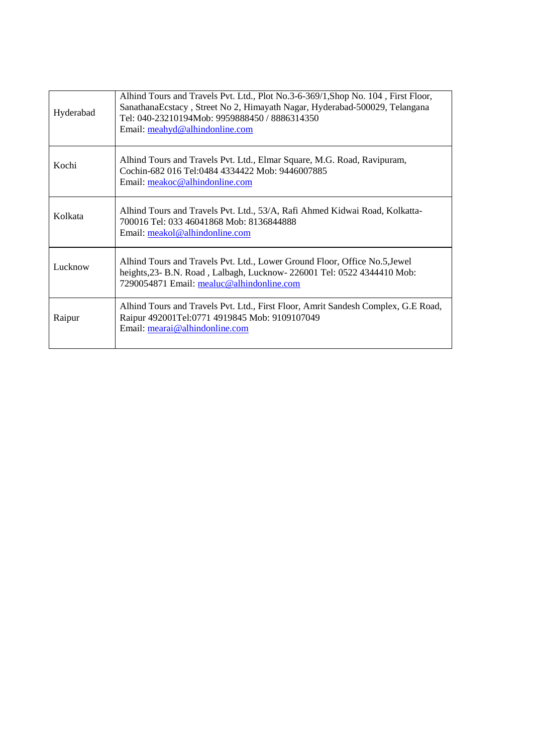| | |
|---|---|
| Hyderabad | Alhind Tours and Travels Pvt. Ltd., Plot No.3-6-369/1,Shop No. 104 , First Floor, SanathanaEcstacy , Street No 2, Himayath Nagar, Hyderabad-500029, Telangana Tel: 040-23210194Mob: 9959888450 / 8886314350 Email: meahyd@alhindonline.com |
| Kochi | Alhind Tours and Travels Pvt. Ltd., Elmar Square, M.G. Road, Ravipuram, Cochin-682 016 Tel:0484 4334422 Mob: 9446007885 Email: meakoc@alhindonline.com |
| Kolkata | Alhind Tours and Travels Pvt. Ltd., 53/A, Rafi Ahmed Kidwai Road, Kolkatta-700016 Tel: 033 46041868 Mob: 8136844888 Email: meakol@alhindonline.com |
| Lucknow | Alhind Tours and Travels Pvt. Ltd., Lower Ground Floor, Office No.5,Jewel heights,23- B.N. Road , Lalbagh, Lucknow- 226001 Tel: 0522 4344410 Mob: 7290054871 Email: mealuc@alhindonline.com |
| Raipur | Alhind Tours and Travels Pvt. Ltd., First Floor, Amrit Sandesh Complex, G.E Road, Raipur 492001Tel:0771 4919845 Mob: 9109107049 Email: mearai@alhindonline.com |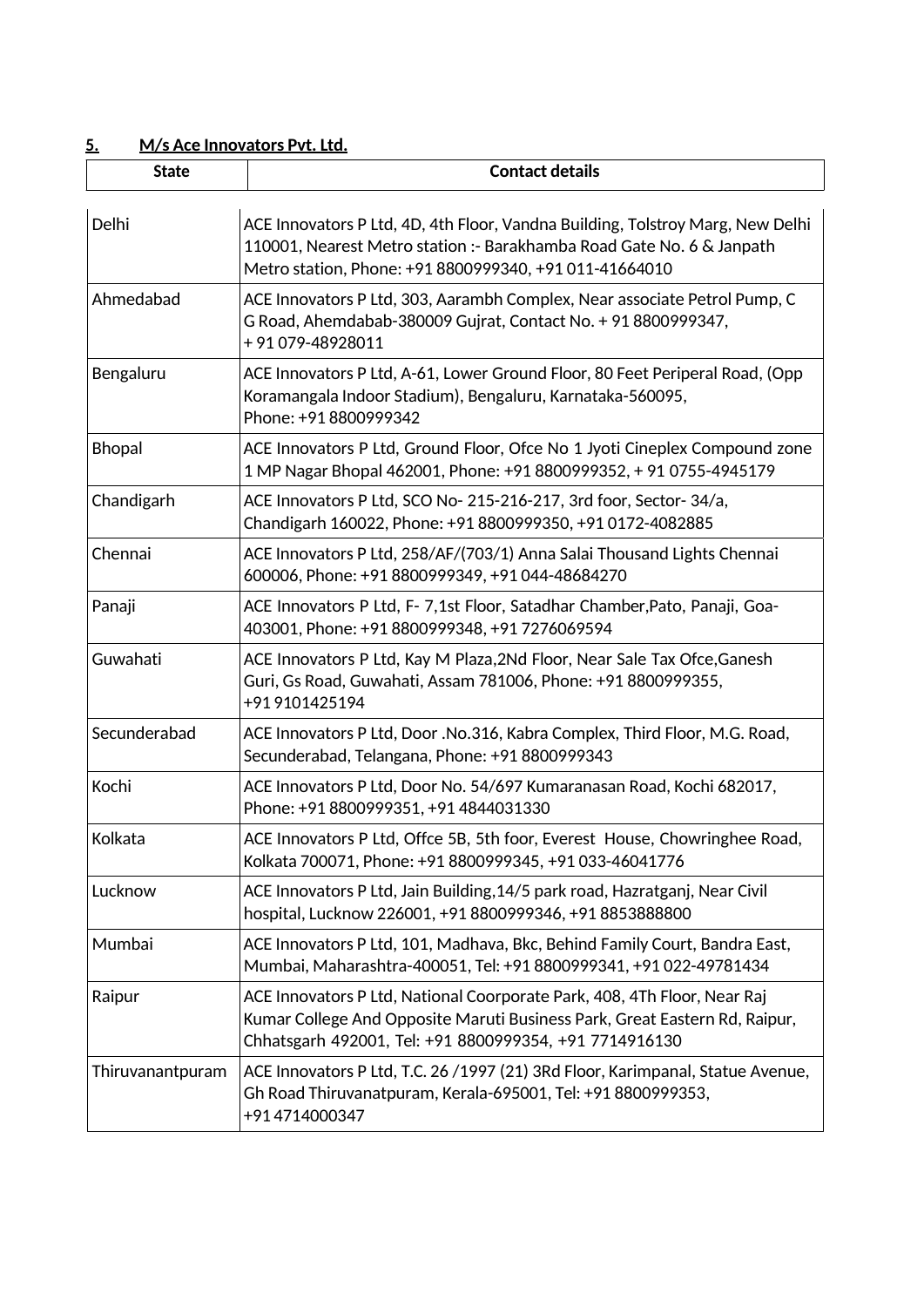**<u>5. M/s Ace Innovators Pvt. Ltd.</u>**

| State | Contact details |
|---|---|
| Delhi | ACE Innovators P Ltd, 4D, 4th Floor, Vandna Building, Tolstroy Marg, New Delhi 110001, Nearest Metro station :- Barakhamba Road Gate No. 6 & Janpath Metro station, Phone: +91 8800999340, +91 011-41664010 |
| Ahmedabad | ACE Innovators P Ltd, 303, Aarambh Complex, Near associate Petrol Pump, C G Road, Ahemdabab-380009 Gujrat, Contact No. + 91 8800999347, + 91 079-48928011 |
| Bengaluru | ACE Innovators P Ltd, A-61, Lower Ground Floor, 80 Feet Periperal Road, (Opp Koramangala Indoor Stadium), Bengaluru, Karnataka-560095, Phone: +91 8800999342 |
| Bhopal | ACE Innovators P Ltd, Ground Floor, Ofce No 1 Jyoti Cineplex Compound zone 1 MP Nagar Bhopal 462001, Phone: +91 8800999352, + 91 0755-4945179 |
| Chandigarh | ACE Innovators P Ltd, SCO No- 215-216-217, 3rd foor, Sector- 34/a, Chandigarh 160022, Phone: +91 8800999350, +91 0172-4082885 |
| Chennai | ACE Innovators P Ltd, 258/AF/(703/1) Anna Salai Thousand Lights Chennai 600006, Phone: +91 8800999349, +91 044-48684270 |
| Panaji | ACE Innovators P Ltd, F- 7,1st Floor, Satadhar Chamber,Pato, Panaji, Goa-403001, Phone: +91 8800999348, +91 7276069594 |
| Guwahati | ACE Innovators P Ltd, Kay M Plaza,2Nd Floor, Near Sale Tax Ofce,Ganesh Guri, Gs Road, Guwahati, Assam 781006, Phone: +91 8800999355, +91 9101425194 |
| Secunderabad | ACE Innovators P Ltd, Door .No.316, Kabra Complex, Third Floor, M.G. Road, Secunderabad, Telangana, Phone: +91 8800999343 |
| Kochi | ACE Innovators P Ltd, Door No. 54/697 Kumaranasan Road, Kochi 682017, Phone: +91 8800999351, +91 4844031330 |
| Kolkata | ACE Innovators P Ltd, Offce 5B, 5th foor, Everest House, Chowringhee Road, Kolkata 700071, Phone: +91 8800999345, +91 033-46041776 |
| Lucknow | ACE Innovators P Ltd, Jain Building,14/5 park road, Hazratganj, Near Civil hospital, Lucknow 226001, +91 8800999346, +91 8853888800 |
| Mumbai | ACE Innovators P Ltd, 101, Madhava, Bkc, Behind Family Court, Bandra East, Mumbai, Maharashtra-400051, Tel: +91 8800999341, +91 022-49781434 |
| Raipur | ACE Innovators P Ltd, National Coorporate Park, 408, 4Th Floor, Near Raj Kumar College And Opposite Maruti Business Park, Great Eastern Rd, Raipur, Chhatsgarh 492001, Tel: +91 8800999354, +91 7714916130 |
| Thiruvanantpuram | ACE Innovators P Ltd, T.C. 26 /1997 (21) 3Rd Floor, Karimpanal, Statue Avenue, Gh Road Thiruvanatpuram, Kerala-695001, Tel: +91 8800999353, +91 4714000347 |